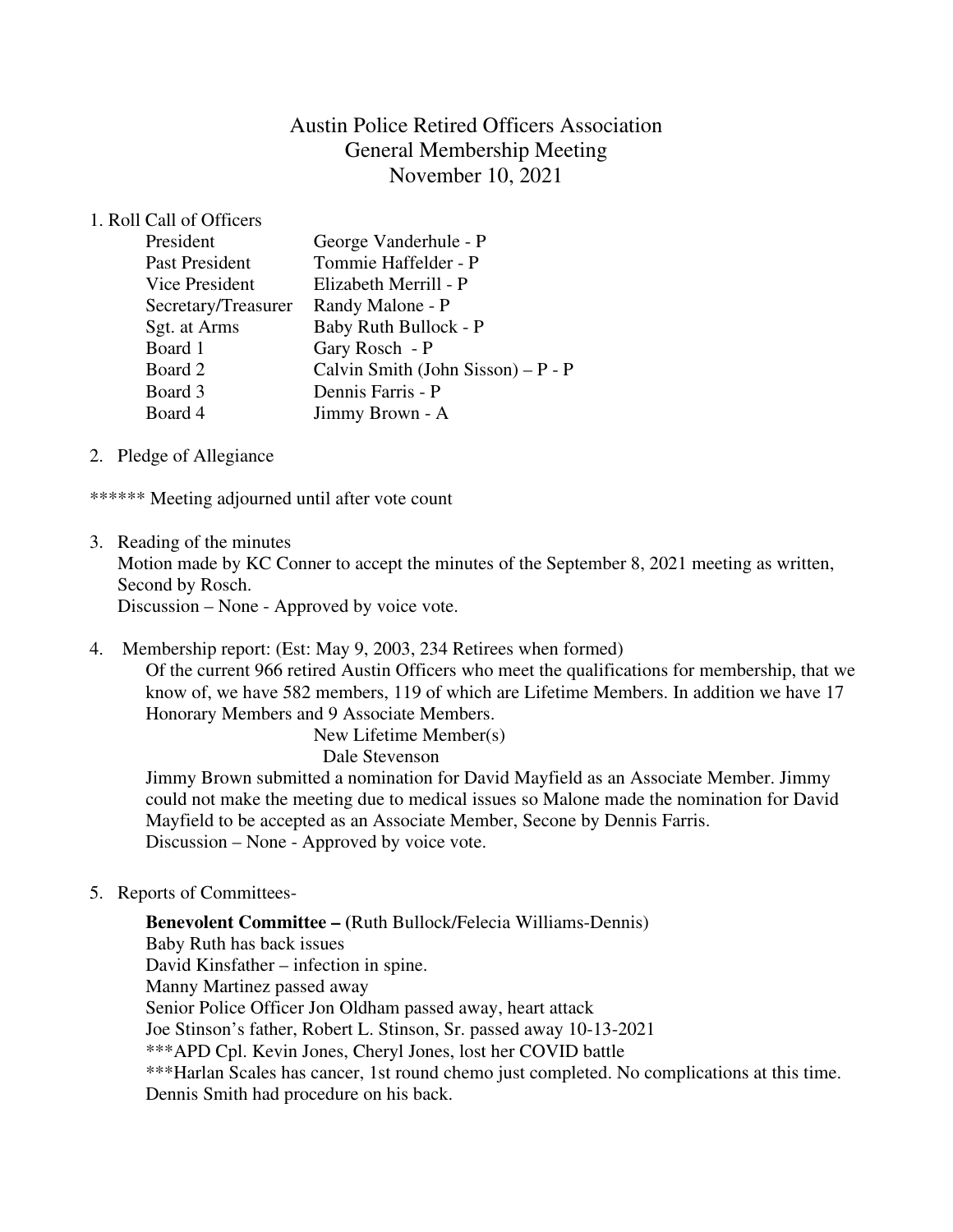# Austin Police Retired Officers Association
## General Membership Meeting
## November 10, 2021

1. Roll Call of Officers

| | |
|---|---|
| President | George Vanderhule - P |
| Past President | Tommie Haffelder - P |
| Vice President | Elizabeth Merrill - P |
| Secretary/Treasurer | Randy Malone - P |
| Sgt. at Arms | Baby Ruth Bullock - P |
| Board 1 | Gary Rosch - P |
| Board 2 | Calvin Smith (John Sisson) – P - P |
| Board 3 | Dennis Farris - P |
| Board 4 | Jimmy Brown - A |

2. Pledge of Allegiance

****** Meeting adjourned until after vote count

3. Reading of the minutes
   Motion made by KC Conner to accept the minutes of the September 8, 2021 meeting as written, Second by Rosch.
   Discussion – None - Approved by voice vote.

4. Membership report: (Est: May 9, 2003, 234 Retirees when formed)
   Of the current 966 retired Austin Officers who meet the qualifications for membership, that we know of, we have 582 members, 119 of which are Lifetime Members. In addition we have 17 Honorary Members and 9 Associate Members.

   New Lifetime Member(s)
   Dale Stevenson

   Jimmy Brown submitted a nomination for David Mayfield as an Associate Member. Jimmy could not make the meeting due to medical issues so Malone made the nomination for David Mayfield to be accepted as an Associate Member, Secone by Dennis Farris.
   Discussion – None - Approved by voice vote.

5. Reports of Committees-

   **Benevolent Committee – (**Ruth Bullock/Felecia Williams-Dennis)
   Baby Ruth has back issues
   David Kinsfather – infection in spine.
   Manny Martinez passed away
   Senior Police Officer Jon Oldham passed away, heart attack
   Joe Stinson's father, Robert L. Stinson, Sr. passed away 10-13-2021
   ***APD Cpl. Kevin Jones, Cheryl Jones, lost her COVID battle
   ***Harlan Scales has cancer, 1st round chemo just completed. No complications at this time.
   Dennis Smith had procedure on his back.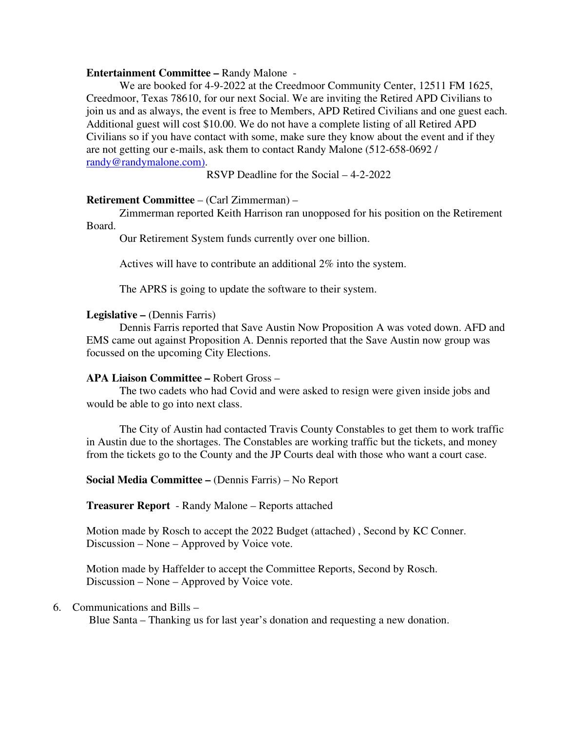**Entertainment Committee –** Randy Malone -

We are booked for 4-9-2022 at the Creedmoor Community Center, 12511 FM 1625, Creedmoor, Texas 78610, for our next Social. We are inviting the Retired APD Civilians to join us and as always, the event is free to Members, APD Retired Civilians and one guest each. Additional guest will cost $10.00. We do not have a complete listing of all Retired APD Civilians so if you have contact with some, make sure they know about the event and if they are not getting our e-mails, ask them to contact Randy Malone (512-658-0692 / randy@randymalone.com).

RSVP Deadline for the Social – 4-2-2022

**Retirement Committee** – (Carl Zimmerman) –

Zimmerman reported Keith Harrison ran unopposed for his position on the Retirement Board.

Our Retirement System funds currently over one billion.

Actives will have to contribute an additional 2% into the system.

The APRS is going to update the software to their system.

**Legislative –** (Dennis Farris)

Dennis Farris reported that Save Austin Now Proposition A was voted down. AFD and EMS came out against Proposition A. Dennis reported that the Save Austin now group was focussed on the upcoming City Elections.

**APA Liaison Committee –** Robert Gross –

The two cadets who had Covid and were asked to resign were given inside jobs and would be able to go into next class.

The City of Austin had contacted Travis County Constables to get them to work traffic in Austin due to the shortages. The Constables are working traffic but the tickets, and money from the tickets go to the County and the JP Courts deal with those who want a court case.

**Social Media Committee –** (Dennis Farris) – No Report

**Treasurer Report** - Randy Malone – Reports attached

Motion made by Rosch to accept the 2022 Budget (attached) , Second by KC Conner. Discussion – None – Approved by Voice vote.

Motion made by Haffelder to accept the Committee Reports, Second by Rosch. Discussion – None – Approved by Voice vote.

6. Communications and Bills –

Blue Santa – Thanking us for last year's donation and requesting a new donation.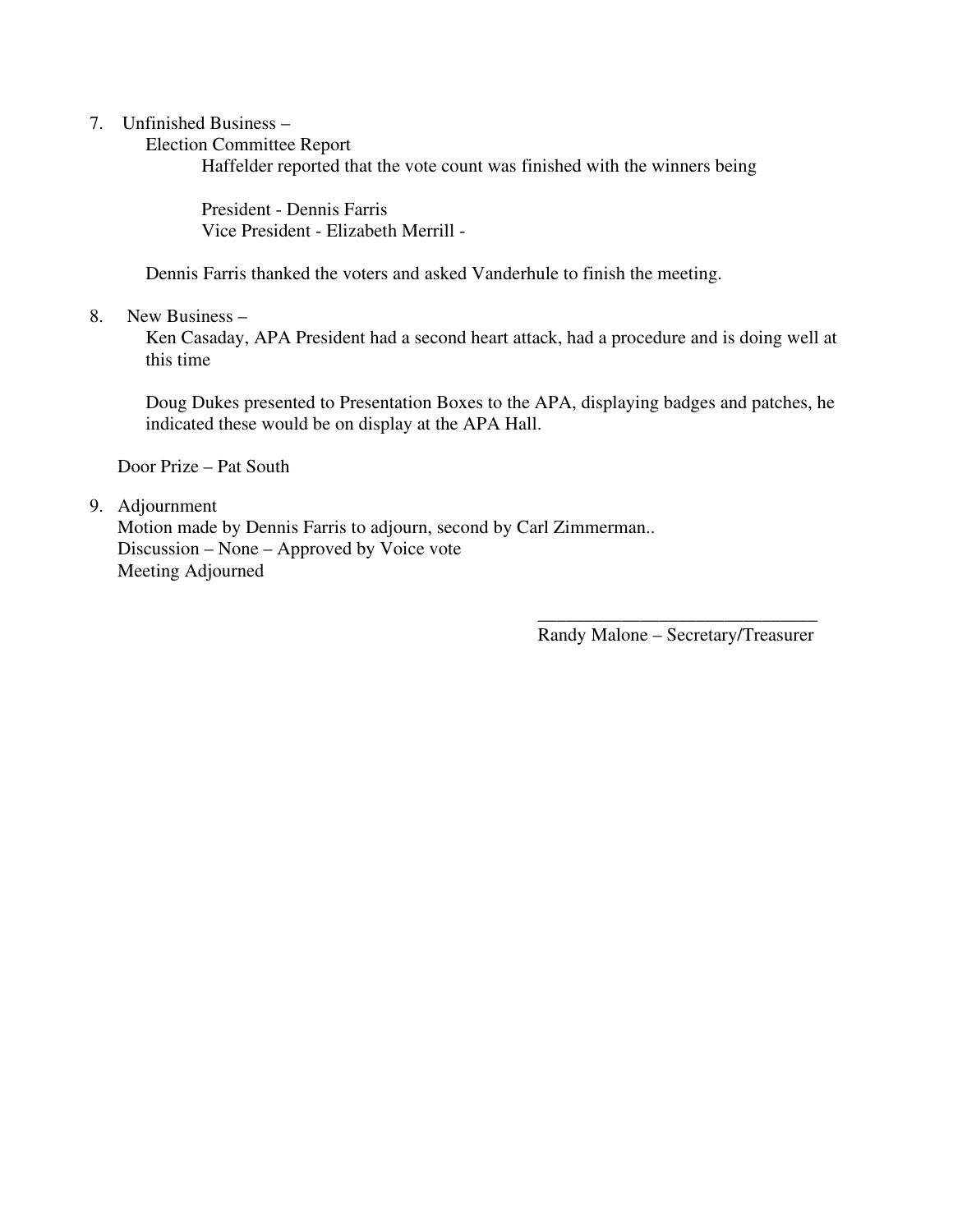7. Unfinished Business –

   Election Committee Report

   Haffelder reported that the vote count was finished with the winners being

   President - Dennis Farris
   Vice President - Elizabeth Merrill -

   Dennis Farris thanked the voters and asked Vanderhule to finish the meeting.

8. New Business –

   Ken Casaday, APA President had a second heart attack, had a procedure and is doing well at this time

   Doug Dukes presented to Presentation Boxes to the APA, displaying badges and patches, he indicated these would be on display at the APA Hall.

   Door Prize – Pat South

9. Adjournment

   Motion made by Dennis Farris to adjourn, second by Carl Zimmerman..
   Discussion – None – Approved by Voice vote
   Meeting Adjourned

______________________________
Randy Malone – Secretary/Treasurer